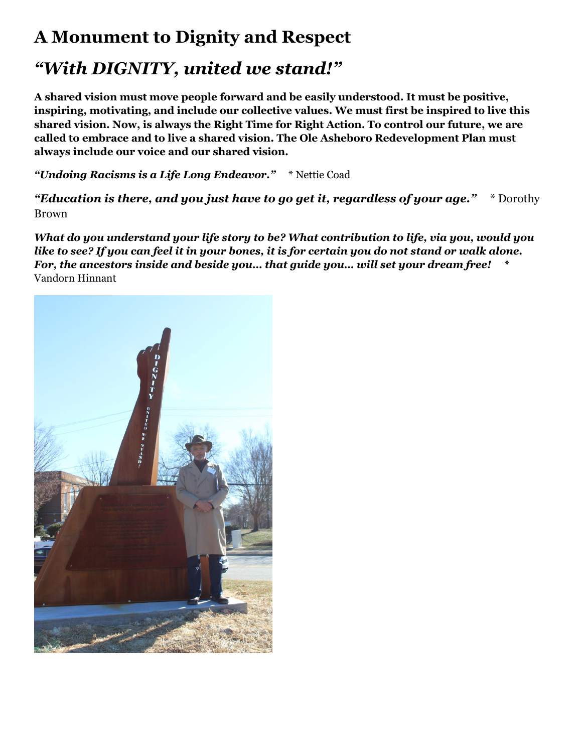# A Monument to Dignity and Respect

## *"With DIGNITY, united we stand!"*

**A shared vision must move people forward and be easily understood. It must be positive, inspiring, motivating, and include our collective values. We must first be inspired to live this shared vision. Now, is always the Right Time for Right Action. To control our future, we are called to embrace and to live a shared vision. The Ole Asheboro Redevelopment Plan must always include our voice and our shared vision.**

***"Undoing Racisms is a Life Long Endeavor."*** * Nettie Coad

***"Education is there, and you just have to go get it, regardless of your age."*** * Dorothy Brown

***What do you understand your life story to be? What contribution to life, via you, would you like to see? If you can feel it in your bones, it is for certain you do not stand or walk alone. For, the ancestors inside and beside you... that guide you... will set your dream free!*** * Vandorn Hinnant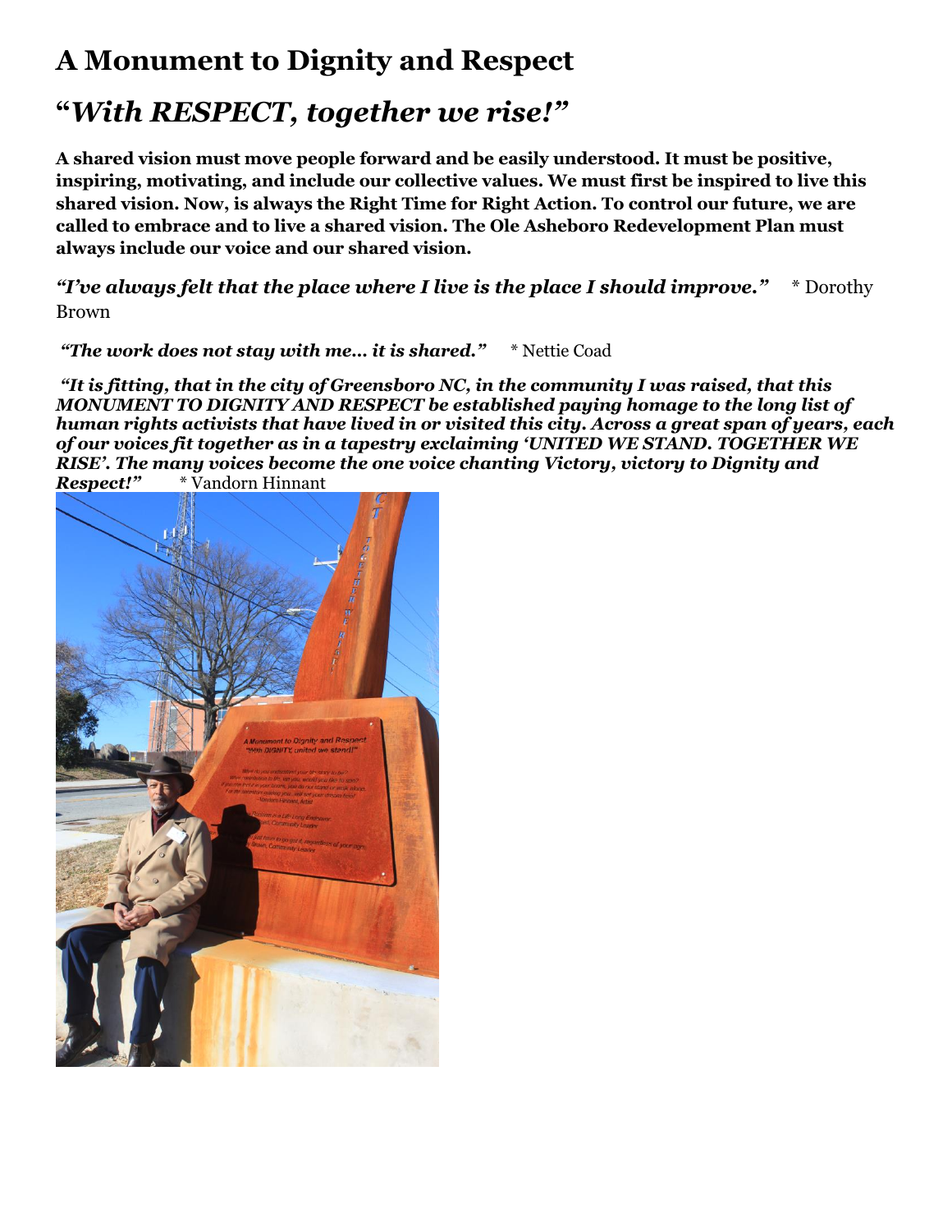# A Monument to Dignity and Respect

## "*With RESPECT, together we rise!"*

**A shared vision must move people forward and be easily understood. It must be positive, inspiring, motivating, and include our collective values. We must first be inspired to live this shared vision. Now, is always the Right Time for Right Action. To control our future, we are called to embrace and to live a shared vision. The Ole Asheboro Redevelopment Plan must always include our voice and our shared vision.**

***"I've always felt that the place where I live is the place I should improve."*** * Dorothy Brown

***"The work does not stay with me… it is shared."*** * Nettie Coad

***"It is fitting, that in the city of Greensboro NC, in the community I was raised, that this MONUMENT TO DIGNITY AND RESPECT be established paying homage to the long list of human rights activists that have lived in or visited this city. Across a great span of years, each of our voices fit together as in a tapestry exclaiming 'UNITED WE STAND. TOGETHER WE RISE'. The many voices become the one voice chanting Victory, victory to Dignity and Respect!"*** * Vandorn Hinnant